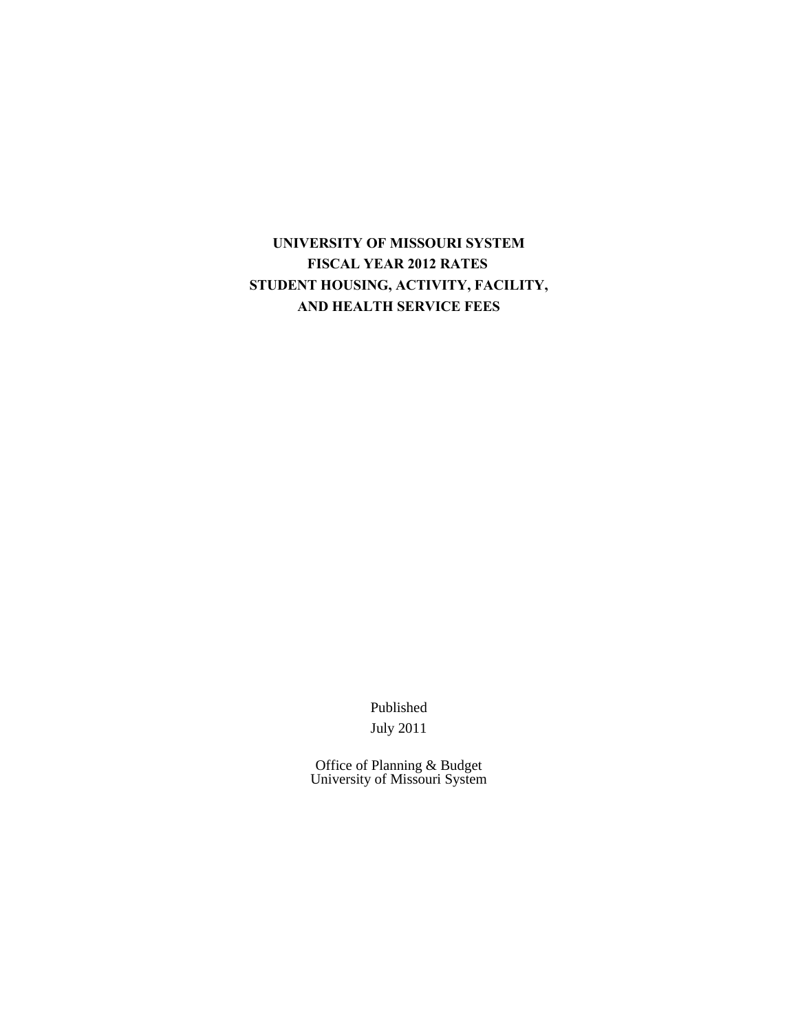# UNIVERSITY OF MISSOURI SYSTEM
# FISCAL YEAR 2012 RATES
# STUDENT HOUSING, ACTIVITY, FACILITY, AND HEALTH SERVICE FEES

Published

July 2011

Office of Planning & Budget
University of Missouri System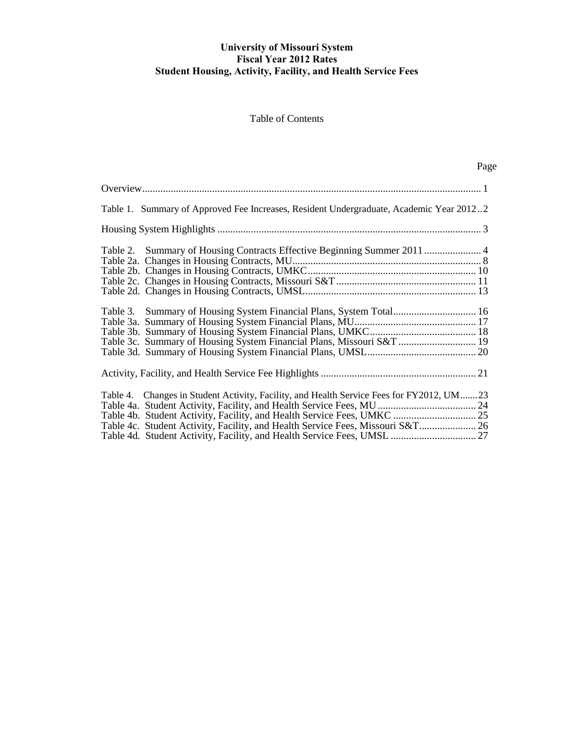**University of Missouri System**
**Fiscal Year 2012 Rates**
**Student Housing, Activity, Facility, and Health Service Fees**

Table of Contents

| | Page |
|---|---|
| Overview | 1 |
| Table 1. Summary of Approved Fee Increases, Resident Undergraduate, Academic Year 2012 | 2 |
| Housing System Highlights | 3 |
| Table 2. Summary of Housing Contracts Effective Beginning Summer 2011 | 4 |
| Table 2a. Changes in Housing Contracts, MU | 8 |
| Table 2b. Changes in Housing Contracts, UMKC | 10 |
| Table 2c. Changes in Housing Contracts, Missouri S&T | 11 |
| Table 2d. Changes in Housing Contracts, UMSL | 13 |
| Table 3. Summary of Housing System Financial Plans, System Total | 16 |
| Table 3a. Summary of Housing System Financial Plans, MU | 17 |
| Table 3b. Summary of Housing System Financial Plans, UMKC | 18 |
| Table 3c. Summary of Housing System Financial Plans, Missouri S&T | 19 |
| Table 3d. Summary of Housing System Financial Plans, UMSL | 20 |
| Activity, Facility, and Health Service Fee Highlights | 21 |
| Table 4. Changes in Student Activity, Facility, and Health Service Fees for FY2012, UM | 23 |
| Table 4a. Student Activity, Facility, and Health Service Fees, MU | 24 |
| Table 4b. Student Activity, Facility, and Health Service Fees, UMKC | 25 |
| Table 4c. Student Activity, Facility, and Health Service Fees, Missouri S&T | 26 |
| Table 4d. Student Activity, Facility, and Health Service Fees, UMSL | 27 |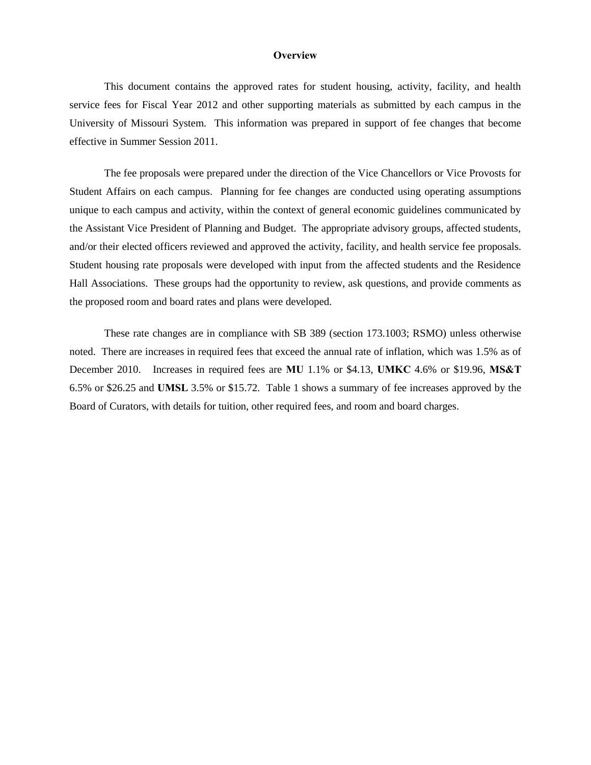# Overview

This document contains the approved rates for student housing, activity, facility, and health service fees for Fiscal Year 2012 and other supporting materials as submitted by each campus in the University of Missouri System. This information was prepared in support of fee changes that become effective in Summer Session 2011.

The fee proposals were prepared under the direction of the Vice Chancellors or Vice Provosts for Student Affairs on each campus. Planning for fee changes are conducted using operating assumptions unique to each campus and activity, within the context of general economic guidelines communicated by the Assistant Vice President of Planning and Budget. The appropriate advisory groups, affected students, and/or their elected officers reviewed and approved the activity, facility, and health service fee proposals. Student housing rate proposals were developed with input from the affected students and the Residence Hall Associations. These groups had the opportunity to review, ask questions, and provide comments as the proposed room and board rates and plans were developed.

These rate changes are in compliance with SB 389 (section 173.1003; RSMO) unless otherwise noted. There are increases in required fees that exceed the annual rate of inflation, which was 1.5% as of December 2010. Increases in required fees are **MU** 1.1% or $4.13, **UMKC** 4.6% or $19.96, **MS&T** 6.5% or $26.25 and **UMSL** 3.5% or $15.72. Table 1 shows a summary of fee increases approved by the Board of Curators, with details for tuition, other required fees, and room and board charges.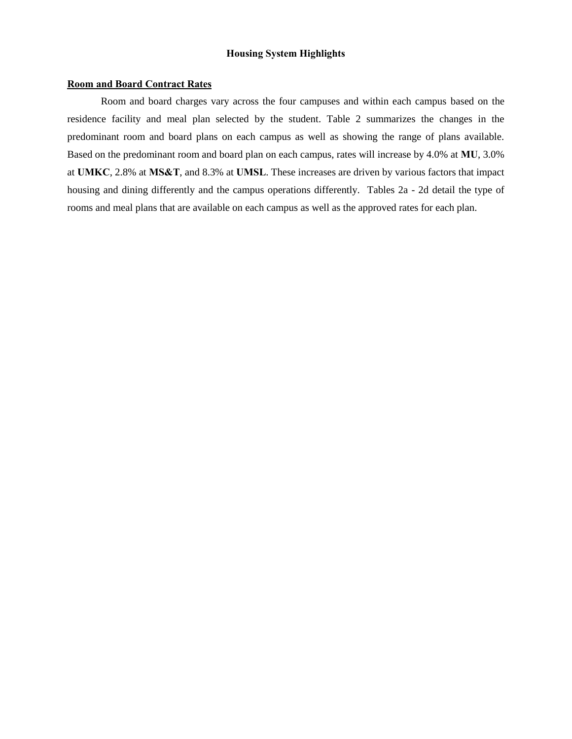# Housing System Highlights

**<u>Room and Board Contract Rates</u>**

Room and board charges vary across the four campuses and within each campus based on the residence facility and meal plan selected by the student. Table 2 summarizes the changes in the predominant room and board plans on each campus as well as showing the range of plans available. Based on the predominant room and board plan on each campus, rates will increase by 4.0% at **MU**, 3.0% at **UMKC**, 2.8% at **MS&T**, and 8.3% at **UMSL**. These increases are driven by various factors that impact housing and dining differently and the campus operations differently. Tables 2a - 2d detail the type of rooms and meal plans that are available on each campus as well as the approved rates for each plan.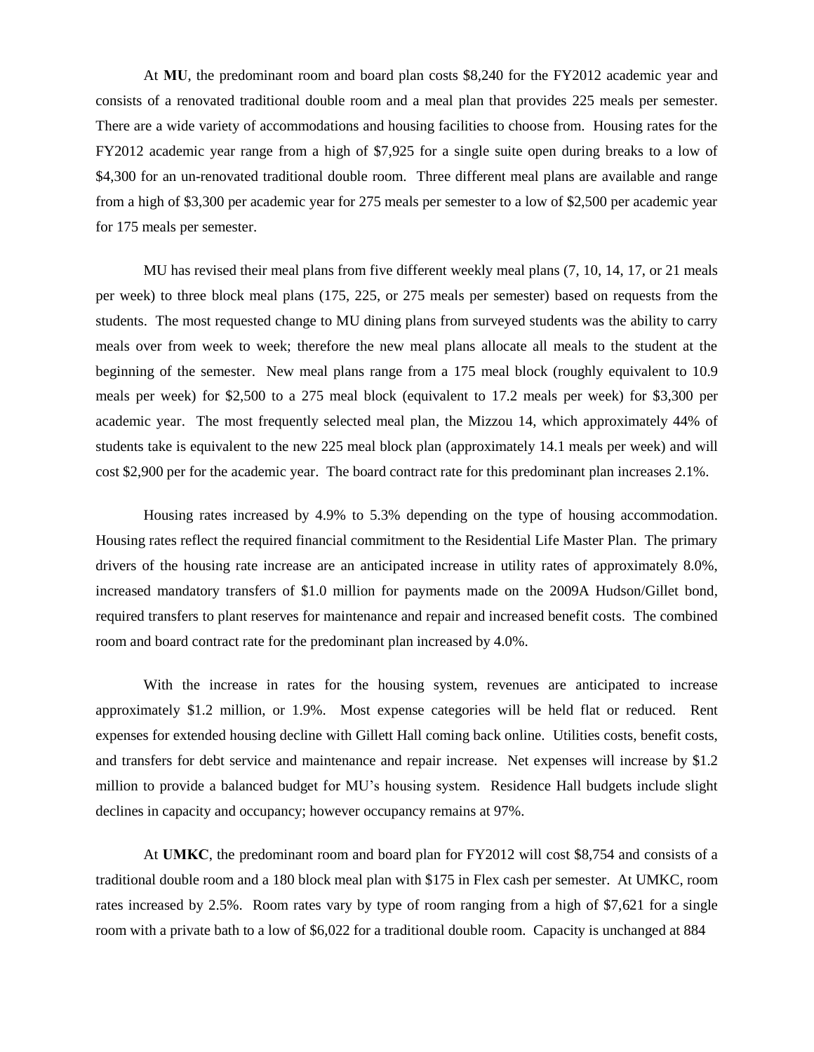At **MU**, the predominant room and board plan costs $8,240 for the FY2012 academic year and consists of a renovated traditional double room and a meal plan that provides 225 meals per semester. There are a wide variety of accommodations and housing facilities to choose from. Housing rates for the FY2012 academic year range from a high of $7,925 for a single suite open during breaks to a low of $4,300 for an un-renovated traditional double room. Three different meal plans are available and range from a high of $3,300 per academic year for 275 meals per semester to a low of $2,500 per academic year for 175 meals per semester.

MU has revised their meal plans from five different weekly meal plans (7, 10, 14, 17, or 21 meals per week) to three block meal plans (175, 225, or 275 meals per semester) based on requests from the students. The most requested change to MU dining plans from surveyed students was the ability to carry meals over from week to week; therefore the new meal plans allocate all meals to the student at the beginning of the semester. New meal plans range from a 175 meal block (roughly equivalent to 10.9 meals per week) for $2,500 to a 275 meal block (equivalent to 17.2 meals per week) for $3,300 per academic year. The most frequently selected meal plan, the Mizzou 14, which approximately 44% of students take is equivalent to the new 225 meal block plan (approximately 14.1 meals per week) and will cost $2,900 per for the academic year. The board contract rate for this predominant plan increases 2.1%.

Housing rates increased by 4.9% to 5.3% depending on the type of housing accommodation. Housing rates reflect the required financial commitment to the Residential Life Master Plan. The primary drivers of the housing rate increase are an anticipated increase in utility rates of approximately 8.0%, increased mandatory transfers of $1.0 million for payments made on the 2009A Hudson/Gillet bond, required transfers to plant reserves for maintenance and repair and increased benefit costs. The combined room and board contract rate for the predominant plan increased by 4.0%.

With the increase in rates for the housing system, revenues are anticipated to increase approximately $1.2 million, or 1.9%. Most expense categories will be held flat or reduced. Rent expenses for extended housing decline with Gillett Hall coming back online. Utilities costs, benefit costs, and transfers for debt service and maintenance and repair increase. Net expenses will increase by $1.2 million to provide a balanced budget for MU's housing system. Residence Hall budgets include slight declines in capacity and occupancy; however occupancy remains at 97%.

At **UMKC**, the predominant room and board plan for FY2012 will cost $8,754 and consists of a traditional double room and a 180 block meal plan with $175 in Flex cash per semester. At UMKC, room rates increased by 2.5%. Room rates vary by type of room ranging from a high of $7,621 for a single room with a private bath to a low of $6,022 for a traditional double room. Capacity is unchanged at 884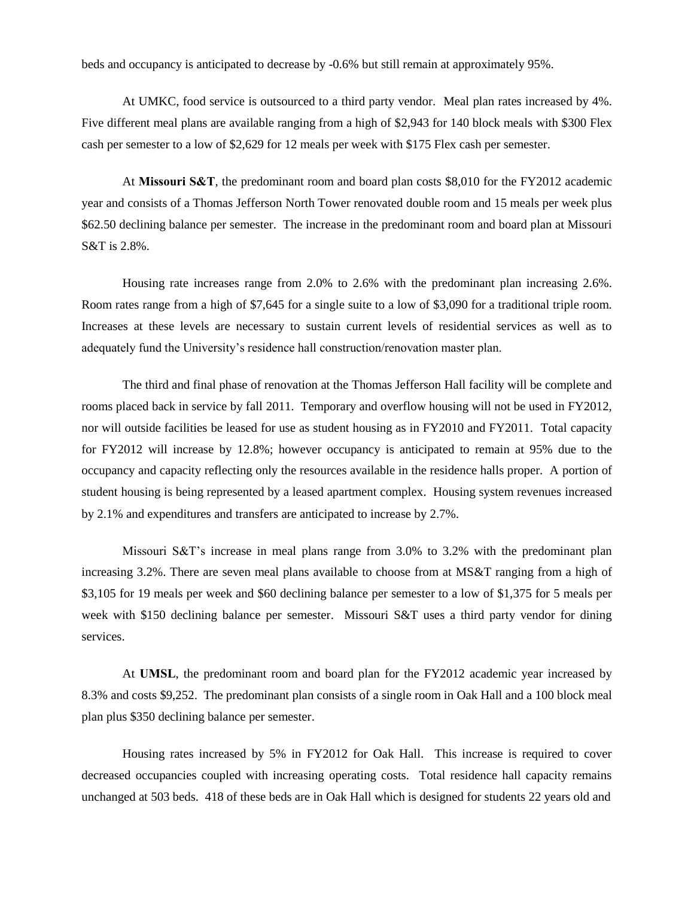beds and occupancy is anticipated to decrease by -0.6% but still remain at approximately 95%.

At UMKC, food service is outsourced to a third party vendor. Meal plan rates increased by 4%. Five different meal plans are available ranging from a high of $2,943 for 140 block meals with $300 Flex cash per semester to a low of $2,629 for 12 meals per week with $175 Flex cash per semester.

At **Missouri S&T**, the predominant room and board plan costs $8,010 for the FY2012 academic year and consists of a Thomas Jefferson North Tower renovated double room and 15 meals per week plus $62.50 declining balance per semester. The increase in the predominant room and board plan at Missouri S&T is 2.8%.

Housing rate increases range from 2.0% to 2.6% with the predominant plan increasing 2.6%. Room rates range from a high of $7,645 for a single suite to a low of $3,090 for a traditional triple room. Increases at these levels are necessary to sustain current levels of residential services as well as to adequately fund the University's residence hall construction/renovation master plan.

The third and final phase of renovation at the Thomas Jefferson Hall facility will be complete and rooms placed back in service by fall 2011. Temporary and overflow housing will not be used in FY2012, nor will outside facilities be leased for use as student housing as in FY2010 and FY2011. Total capacity for FY2012 will increase by 12.8%; however occupancy is anticipated to remain at 95% due to the occupancy and capacity reflecting only the resources available in the residence halls proper. A portion of student housing is being represented by a leased apartment complex. Housing system revenues increased by 2.1% and expenditures and transfers are anticipated to increase by 2.7%.

Missouri S&T's increase in meal plans range from 3.0% to 3.2% with the predominant plan increasing 3.2%. There are seven meal plans available to choose from at MS&T ranging from a high of $3,105 for 19 meals per week and $60 declining balance per semester to a low of $1,375 for 5 meals per week with $150 declining balance per semester. Missouri S&T uses a third party vendor for dining services.

At **UMSL**, the predominant room and board plan for the FY2012 academic year increased by 8.3% and costs $9,252. The predominant plan consists of a single room in Oak Hall and a 100 block meal plan plus $350 declining balance per semester.

Housing rates increased by 5% in FY2012 for Oak Hall. This increase is required to cover decreased occupancies coupled with increasing operating costs. Total residence hall capacity remains unchanged at 503 beds. 418 of these beds are in Oak Hall which is designed for students 22 years old and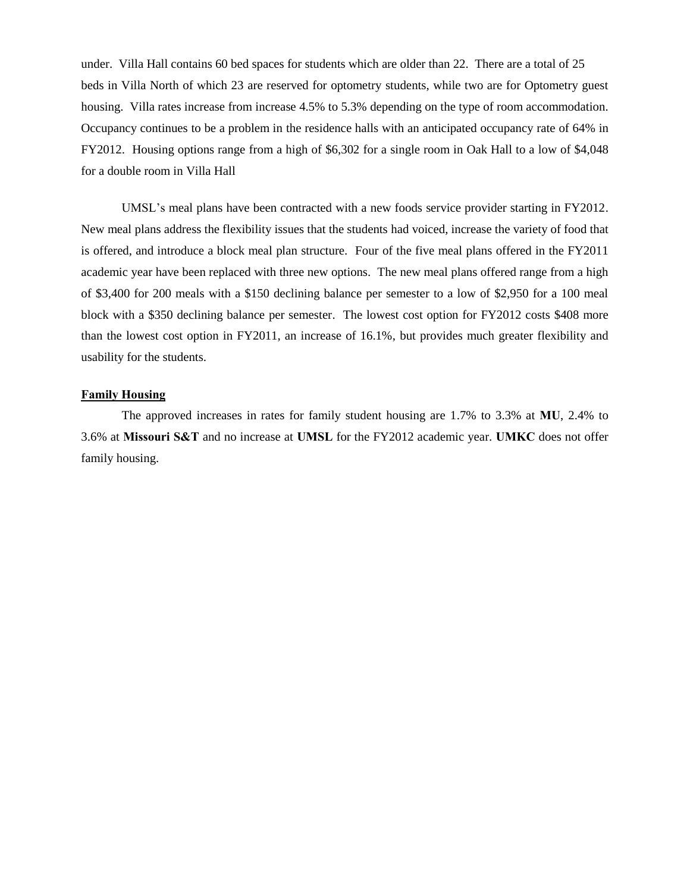under. Villa Hall contains 60 bed spaces for students which are older than 22. There are a total of 25 beds in Villa North of which 23 are reserved for optometry students, while two are for Optometry guest housing. Villa rates increase from increase 4.5% to 5.3% depending on the type of room accommodation. Occupancy continues to be a problem in the residence halls with an anticipated occupancy rate of 64% in FY2012. Housing options range from a high of $6,302 for a single room in Oak Hall to a low of $4,048 for a double room in Villa Hall

UMSL's meal plans have been contracted with a new foods service provider starting in FY2012. New meal plans address the flexibility issues that the students had voiced, increase the variety of food that is offered, and introduce a block meal plan structure. Four of the five meal plans offered in the FY2011 academic year have been replaced with three new options. The new meal plans offered range from a high of $3,400 for 200 meals with a $150 declining balance per semester to a low of $2,950 for a 100 meal block with a $350 declining balance per semester. The lowest cost option for FY2012 costs $408 more than the lowest cost option in FY2011, an increase of 16.1%, but provides much greater flexibility and usability for the students.

**Family Housing**

The approved increases in rates for family student housing are 1.7% to 3.3% at **MU**, 2.4% to 3.6% at **Missouri S&T** and no increase at **UMSL** for the FY2012 academic year. **UMKC** does not offer family housing.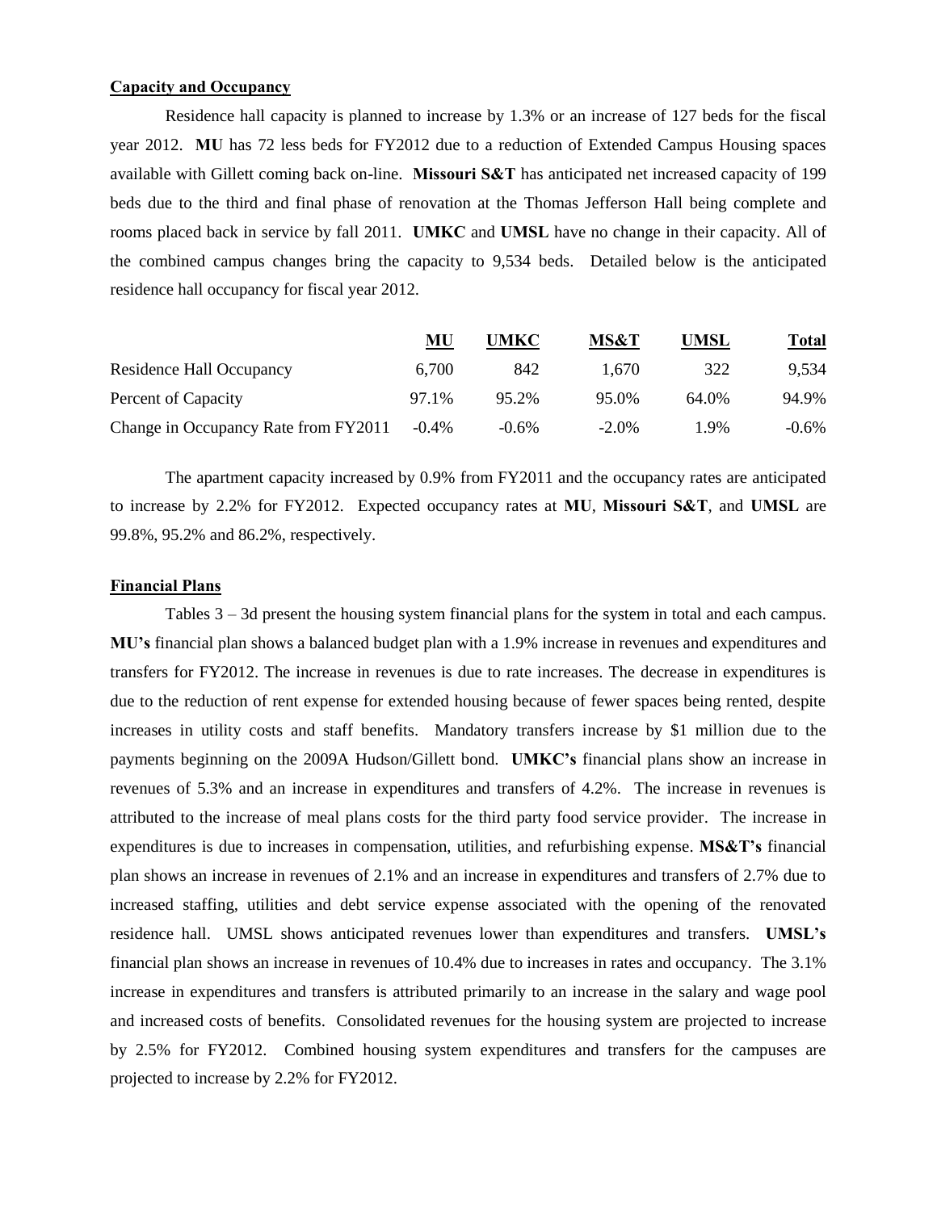**Capacity and Occupancy**

Residence hall capacity is planned to increase by 1.3% or an increase of 127 beds for the fiscal year 2012. **MU** has 72 less beds for FY2012 due to a reduction of Extended Campus Housing spaces available with Gillett coming back on-line. **Missouri S&T** has anticipated net increased capacity of 199 beds due to the third and final phase of renovation at the Thomas Jefferson Hall being complete and rooms placed back in service by fall 2011. **UMKC** and **UMSL** have no change in their capacity. All of the combined campus changes bring the capacity to 9,534 beds. Detailed below is the anticipated residence hall occupancy for fiscal year 2012.

| | MU | UMKC | MS&T | UMSL | Total |
|---|---|---|---|---|---|
| Residence Hall Occupancy | 6,700 | 842 | 1,670 | 322 | 9,534 |
| Percent of Capacity | 97.1% | 95.2% | 95.0% | 64.0% | 94.9% |
| Change in Occupancy Rate from FY2011 | -0.4% | -0.6% | -2.0% | 1.9% | -0.6% |

The apartment capacity increased by 0.9% from FY2011 and the occupancy rates are anticipated to increase by 2.2% for FY2012. Expected occupancy rates at **MU**, **Missouri S&T**, and **UMSL** are 99.8%, 95.2% and 86.2%, respectively.

**Financial Plans**

Tables 3 – 3d present the housing system financial plans for the system in total and each campus. **MU's** financial plan shows a balanced budget plan with a 1.9% increase in revenues and expenditures and transfers for FY2012. The increase in revenues is due to rate increases. The decrease in expenditures is due to the reduction of rent expense for extended housing because of fewer spaces being rented, despite increases in utility costs and staff benefits. Mandatory transfers increase by $1 million due to the payments beginning on the 2009A Hudson/Gillett bond. **UMKC's** financial plans show an increase in revenues of 5.3% and an increase in expenditures and transfers of 4.2%. The increase in revenues is attributed to the increase of meal plans costs for the third party food service provider. The increase in expenditures is due to increases in compensation, utilities, and refurbishing expense. **MS&T's** financial plan shows an increase in revenues of 2.1% and an increase in expenditures and transfers of 2.7% due to increased staffing, utilities and debt service expense associated with the opening of the renovated residence hall. UMSL shows anticipated revenues lower than expenditures and transfers. **UMSL's** financial plan shows an increase in revenues of 10.4% due to increases in rates and occupancy. The 3.1% increase in expenditures and transfers is attributed primarily to an increase in the salary and wage pool and increased costs of benefits. Consolidated revenues for the housing system are projected to increase by 2.5% for FY2012. Combined housing system expenditures and transfers for the campuses are projected to increase by 2.2% for FY2012.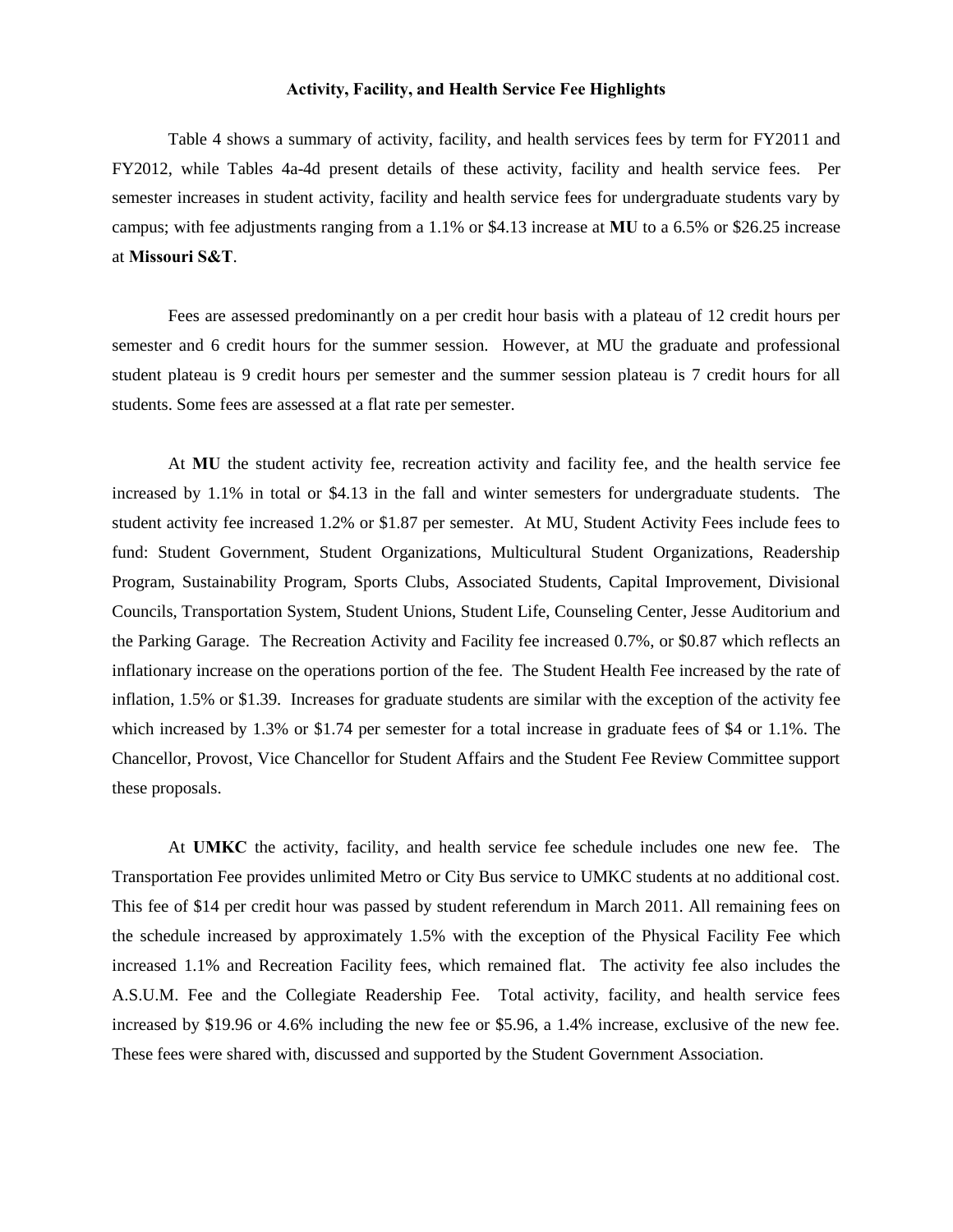## Activity, Facility, and Health Service Fee Highlights

Table 4 shows a summary of activity, facility, and health services fees by term for FY2011 and FY2012, while Tables 4a-4d present details of these activity, facility and health service fees. Per semester increases in student activity, facility and health service fees for undergraduate students vary by campus; with fee adjustments ranging from a 1.1% or $4.13 increase at **MU** to a 6.5% or $26.25 increase at **Missouri S&T**.

Fees are assessed predominantly on a per credit hour basis with a plateau of 12 credit hours per semester and 6 credit hours for the summer session. However, at MU the graduate and professional student plateau is 9 credit hours per semester and the summer session plateau is 7 credit hours for all students. Some fees are assessed at a flat rate per semester.

At **MU** the student activity fee, recreation activity and facility fee, and the health service fee increased by 1.1% in total or $4.13 in the fall and winter semesters for undergraduate students. The student activity fee increased 1.2% or $1.87 per semester. At MU, Student Activity Fees include fees to fund: Student Government, Student Organizations, Multicultural Student Organizations, Readership Program, Sustainability Program, Sports Clubs, Associated Students, Capital Improvement, Divisional Councils, Transportation System, Student Unions, Student Life, Counseling Center, Jesse Auditorium and the Parking Garage. The Recreation Activity and Facility fee increased 0.7%, or $0.87 which reflects an inflationary increase on the operations portion of the fee. The Student Health Fee increased by the rate of inflation, 1.5% or $1.39. Increases for graduate students are similar with the exception of the activity fee which increased by 1.3% or $1.74 per semester for a total increase in graduate fees of $4 or 1.1%. The Chancellor, Provost, Vice Chancellor for Student Affairs and the Student Fee Review Committee support these proposals.

At **UMKC** the activity, facility, and health service fee schedule includes one new fee. The Transportation Fee provides unlimited Metro or City Bus service to UMKC students at no additional cost. This fee of $14 per credit hour was passed by student referendum in March 2011. All remaining fees on the schedule increased by approximately 1.5% with the exception of the Physical Facility Fee which increased 1.1% and Recreation Facility fees, which remained flat. The activity fee also includes the A.S.U.M. Fee and the Collegiate Readership Fee. Total activity, facility, and health service fees increased by $19.96 or 4.6% including the new fee or $5.96, a 1.4% increase, exclusive of the new fee. These fees were shared with, discussed and supported by the Student Government Association.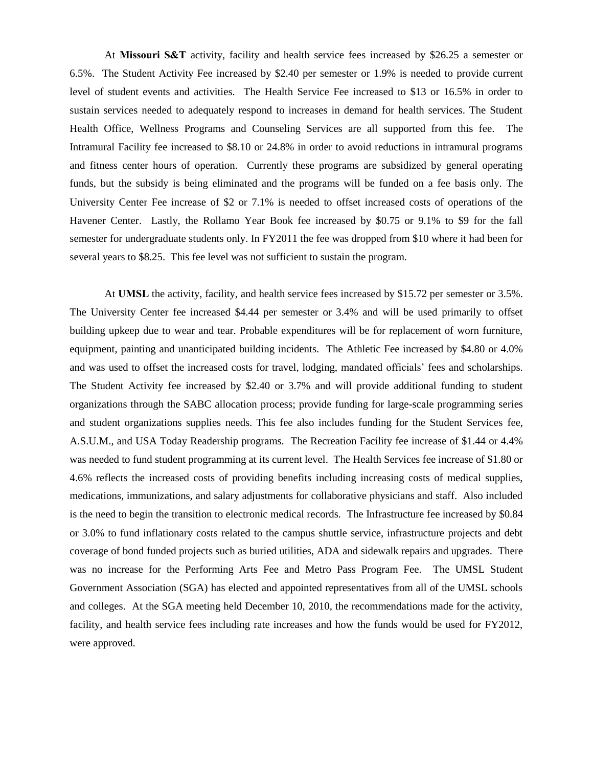At **Missouri S&T** activity, facility and health service fees increased by $26.25 a semester or 6.5%. The Student Activity Fee increased by $2.40 per semester or 1.9% is needed to provide current level of student events and activities. The Health Service Fee increased to $13 or 16.5% in order to sustain services needed to adequately respond to increases in demand for health services. The Student Health Office, Wellness Programs and Counseling Services are all supported from this fee. The Intramural Facility fee increased to $8.10 or 24.8% in order to avoid reductions in intramural programs and fitness center hours of operation. Currently these programs are subsidized by general operating funds, but the subsidy is being eliminated and the programs will be funded on a fee basis only. The University Center Fee increase of $2 or 7.1% is needed to offset increased costs of operations of the Havener Center. Lastly, the Rollamo Year Book fee increased by $0.75 or 9.1% to $9 for the fall semester for undergraduate students only. In FY2011 the fee was dropped from $10 where it had been for several years to $8.25. This fee level was not sufficient to sustain the program.

At **UMSL** the activity, facility, and health service fees increased by $15.72 per semester or 3.5%. The University Center fee increased $4.44 per semester or 3.4% and will be used primarily to offset building upkeep due to wear and tear. Probable expenditures will be for replacement of worn furniture, equipment, painting and unanticipated building incidents. The Athletic Fee increased by $4.80 or 4.0% and was used to offset the increased costs for travel, lodging, mandated officials' fees and scholarships. The Student Activity fee increased by $2.40 or 3.7% and will provide additional funding to student organizations through the SABC allocation process; provide funding for large-scale programming series and student organizations supplies needs. This fee also includes funding for the Student Services fee, A.S.U.M., and USA Today Readership programs. The Recreation Facility fee increase of $1.44 or 4.4% was needed to fund student programming at its current level. The Health Services fee increase of $1.80 or 4.6% reflects the increased costs of providing benefits including increasing costs of medical supplies, medications, immunizations, and salary adjustments for collaborative physicians and staff. Also included is the need to begin the transition to electronic medical records. The Infrastructure fee increased by $0.84 or 3.0% to fund inflationary costs related to the campus shuttle service, infrastructure projects and debt coverage of bond funded projects such as buried utilities, ADA and sidewalk repairs and upgrades. There was no increase for the Performing Arts Fee and Metro Pass Program Fee. The UMSL Student Government Association (SGA) has elected and appointed representatives from all of the UMSL schools and colleges. At the SGA meeting held December 10, 2010, the recommendations made for the activity, facility, and health service fees including rate increases and how the funds would be used for FY2012, were approved.